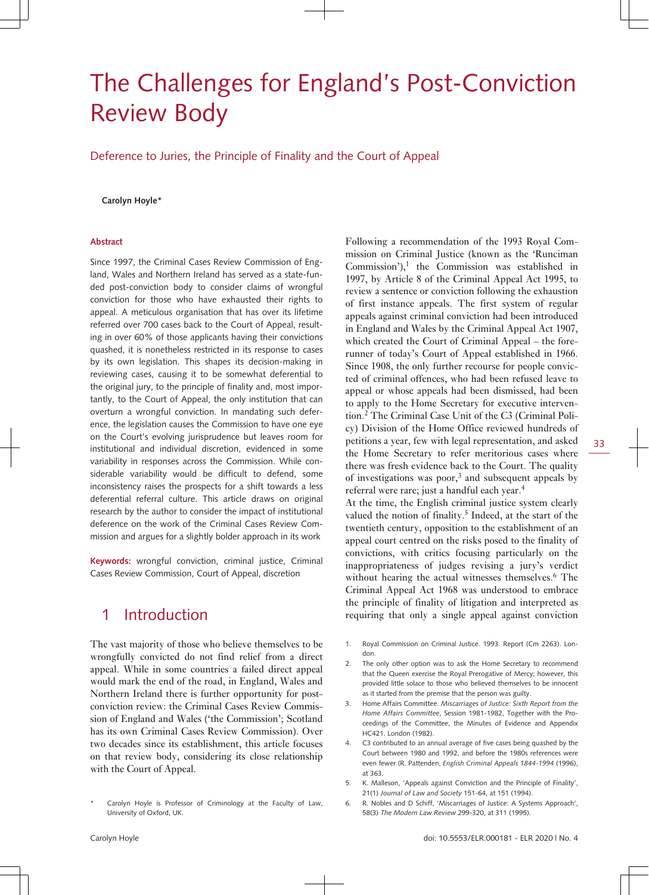# The Challenges for England's Post-Conviction Review Body

## Deference to Juries, the Principle of Finality and the Court of Appeal

**Carolyn Hoyle***

**Abstract**

Since 1997, the Criminal Cases Review Commission of England, Wales and Northern Ireland has served as a state-funded post-conviction body to consider claims of wrongful conviction for those who have exhausted their rights to appeal. A meticulous organisation that has over its lifetime referred over 700 cases back to the Court of Appeal, resulting in over 60% of those applicants having their convictions quashed, it is nonetheless restricted in its response to cases by its own legislation. This shapes its decision-making in reviewing cases, causing it to be somewhat deferential to the original jury, to the principle of finality and, most importantly, to the Court of Appeal, the only institution that can overturn a wrongful conviction. In mandating such deference, the legislation causes the Commission to have one eye on the Court's evolving jurisprudence but leaves room for institutional and individual discretion, evidenced in some variability in responses across the Commission. While considerable variability would be difficult to defend, some inconsistency raises the prospects for a shift towards a less deferential referral culture. This article draws on original research by the author to consider the impact of institutional deference on the work of the Criminal Cases Review Commission and argues for a slightly bolder approach in its work

**Keywords:** wrongful conviction, criminal justice, Criminal Cases Review Commission, Court of Appeal, discretion

## 1 Introduction

The vast majority of those who believe themselves to be wrongfully convicted do not find relief from a direct appeal. While in some countries a failed direct appeal would mark the end of the road, in England, Wales and Northern Ireland there is further opportunity for post-conviction review: the Criminal Cases Review Commission of England and Wales ('the Commission'; Scotland has its own Criminal Cases Review Commission). Over two decades since its establishment, this article focuses on that review body, considering its close relationship with the Court of Appeal.

Following a recommendation of the 1993 Royal Commission on Criminal Justice (known as the 'Runciman Commission'),[1] the Commission was established in 1997, by Article 8 of the Criminal Appeal Act 1995, to review a sentence or conviction following the exhaustion of first instance appeals. The first system of regular appeals against criminal conviction had been introduced in England and Wales by the Criminal Appeal Act 1907, which created the Court of Criminal Appeal – the forerunner of today's Court of Appeal established in 1966. Since 1908, the only further recourse for people convicted of criminal offences, who had been refused leave to appeal or whose appeals had been dismissed, had been to apply to the Home Secretary for executive intervention.[2] The Criminal Case Unit of the C3 (Criminal Policy) Division of the Home Office reviewed hundreds of petitions a year, few with legal representation, and asked the Home Secretary to refer meritorious cases where there was fresh evidence back to the Court. The quality of investigations was poor,[3] and subsequent appeals by referral were rare; just a handful each year.[4]

At the time, the English criminal justice system clearly valued the notion of finality.[5] Indeed, at the start of the twentieth century, opposition to the establishment of an appeal court centred on the risks posed to the finality of convictions, with critics focusing particularly on the inappropriateness of judges revising a jury's verdict without hearing the actual witnesses themselves.[6] The Criminal Appeal Act 1968 was understood to embrace the principle of finality of litigation and interpreted as requiring that only a single appeal against conviction

---

\* Carolyn Hoyle is Professor of Criminology at the Faculty of Law, University of Oxford, UK.

1. Royal Commission on Criminal Justice. 1993. Report (Cm 2263). London.
2. The only other option was to ask the Home Secretary to recommend that the Queen exercise the Royal Prerogative of Mercy; however, this provided little solace to those who believed themselves to be innocent as it started from the premise that the person was guilty.
3. Home Affairs Committee. *Miscarriages of Justice: Sixth Report from the Home Affairs Committee*, Session 1981-1982, Together with the Proceedings of the Committee, the Minutes of Evidence and Appendix HC421. London (1982).
4. C3 contributed to an annual average of five cases being quashed by the Court between 1980 and 1992, and before the 1980s references were even fewer (R. Pattenden, *English Criminal Appeals 1844-1994* (1996), at 363.
5. K. Malleson, 'Appeals against Conviction and the Principle of Finality', 21(1) *Journal of Law and Society* 151-64, at 151 (1994).
6. R. Nobles and D Schiff, 'Miscarriages of Justice: A Systems Approach', 58(3) *The Modern Law Review* 299-320, at 311 (1995).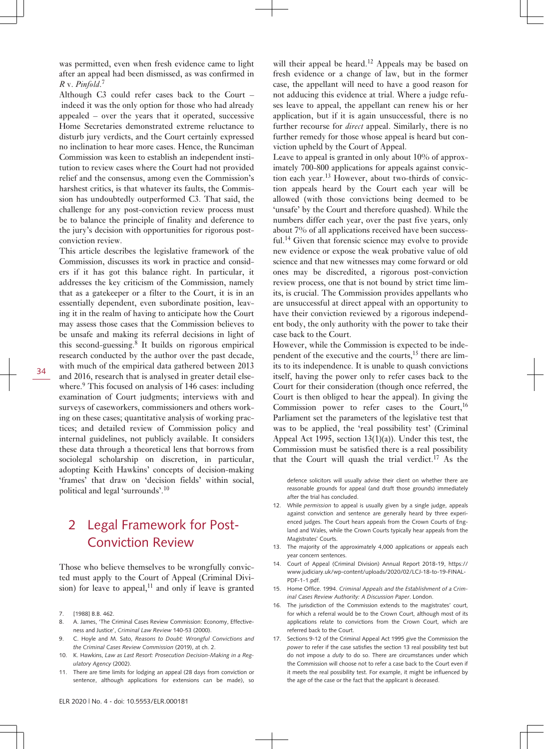was permitted, even when fresh evidence came to light after an appeal had been dismissed, as was confirmed in *R* v. *Pinfold*.[7]

Although C3 could refer cases back to the Court – indeed it was the only option for those who had already appealed – over the years that it operated, successive Home Secretaries demonstrated extreme reluctance to disturb jury verdicts, and the Court certainly expressed no inclination to hear more cases. Hence, the Runciman Commission was keen to establish an independent institution to review cases where the Court had not provided relief and the consensus, among even the Commission's harshest critics, is that whatever its faults, the Commission has undoubtedly outperformed C3. That said, the challenge for any post-conviction review process must be to balance the principle of finality and deference to the jury's decision with opportunities for rigorous post-conviction review.

This article describes the legislative framework of the Commission, discusses its work in practice and considers if it has got this balance right. In particular, it addresses the key criticism of the Commission, namely that as a gatekeeper or a filter to the Court, it is in an essentially dependent, even subordinate position, leaving it in the realm of having to anticipate how the Court may assess those cases that the Commission believes to be unsafe and making its referral decisions in light of this second-guessing.[8] It builds on rigorous empirical research conducted by the author over the past decade, with much of the empirical data gathered between 2013 and 2016, research that is analysed in greater detail elsewhere.[9] This focused on analysis of 146 cases: including examination of Court judgments; interviews with and surveys of caseworkers, commissioners and others working on these cases; quantitative analysis of working practices; and detailed review of Commission policy and internal guidelines, not publicly available. It considers these data through a theoretical lens that borrows from sociolegal scholarship on discretion, in particular, adopting Keith Hawkins' concepts of decision-making 'frames' that draw on 'decision fields' within social, political and legal 'surrounds'.[10]

## 2 Legal Framework for Post-Conviction Review

Those who believe themselves to be wrongfully convicted must apply to the Court of Appeal (Criminal Division) for leave to appeal,[11] and only if leave is granted will their appeal be heard.[12] Appeals may be based on fresh evidence or a change of law, but in the former case, the appellant will need to have a good reason for not adducing this evidence at trial. Where a judge refuses leave to appeal, the appellant can renew his or her application, but if it is again unsuccessful, there is no further recourse for *direct* appeal. Similarly, there is no further remedy for those whose appeal is heard but conviction upheld by the Court of Appeal.

Leave to appeal is granted in only about 10% of approximately 700-800 applications for appeals against conviction each year.[13] However, about two-thirds of conviction appeals heard by the Court each year will be allowed (with those convictions being deemed to be 'unsafe' by the Court and therefore quashed). While the numbers differ each year, over the past five years, only about 7% of all applications received have been successful.[14] Given that forensic science may evolve to provide new evidence or expose the weak probative value of old science and that new witnesses may come forward or old ones may be discredited, a rigorous post-conviction review process, one that is not bound by strict time limits, is crucial. The Commission provides appellants who are unsuccessful at direct appeal with an opportunity to have their conviction reviewed by a rigorous independent body, the only authority with the power to take their case back to the Court.

However, while the Commission is expected to be independent of the executive and the courts,[15] there are limits to its independence. It is unable to quash convictions itself, having the power only to refer cases back to the Court for their consideration (though once referred, the Court is then obliged to hear the appeal). In giving the Commission power to refer cases to the Court,[16] Parliament set the parameters of the legislative test that was to be applied, the 'real possibility test' (Criminal Appeal Act 1995, section 13(1)(a)). Under this test, the Commission must be satisfied there is a real possibility that the Court will quash the trial verdict.[17] As the

7. [1988] B.B. 462.
8. A. James, 'The Criminal Cases Review Commission: Economy, Effectiveness and Justice', *Criminal Law Review* 140-53 (2000).
9. C. Hoyle and M. Sato, *Reasons to Doubt: Wrongful Convictions and the Criminal Cases Review Commission* (2019), at ch. 2.
10. K. Hawkins, *Law as Last Resort: Prosecution Decision-Making in a Regulatory Agency* (2002).
11. There are time limits for lodging an appeal (28 days from conviction or sentence, although applications for extensions can be made), so defence solicitors will usually advise their client on whether there are reasonable grounds for appeal (and draft those grounds) immediately after the trial has concluded.
12. While *permission* to appeal is usually given by a single judge, appeals against conviction and sentence are generally heard by three experienced judges. The Court hears appeals from the Crown Courts of England and Wales, while the Crown Courts typically hear appeals from the Magistrates' Courts.
13. The majority of the approximately 4,000 applications or appeals each year concern sentences.
14. Court of Appeal (Criminal Division) Annual Report 2018-19, https://www.judiciary.uk/wp-content/uploads/2020/02/LCJ-18-to-19-FINAL-PDF-1-1.pdf.
15. Home Office. 1994. *Criminal Appeals and the Establishment of a Criminal Cases Review Authority: A Discussion Paper*. London.
16. The jurisdiction of the Commission extends to the magistrates' court, for which a referral would be to the Crown Court, although most of its applications relate to convictions from the Crown Court, which are referred back to the Court.
17. Sections 9-12 of the Criminal Appeal Act 1995 give the Commission the *power* to refer if the case satisfies the section 13 real possibility test but do not impose a *duty* to do so. There are circumstances under which the Commission will choose not to refer a case back to the Court even if it meets the real possibility test. For example, it might be influenced by the age of the case or the fact that the applicant is deceased.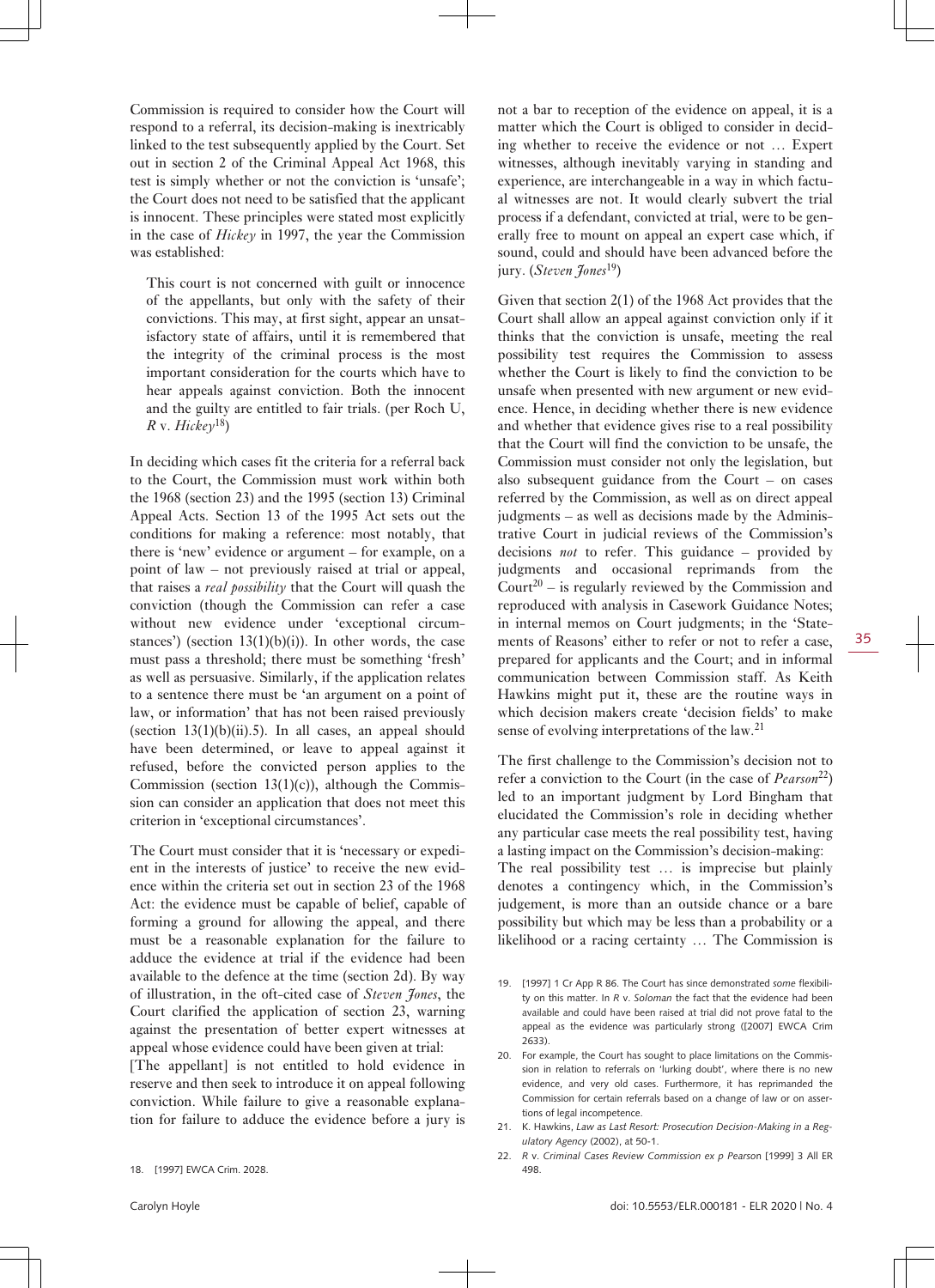Commission is required to consider how the Court will respond to a referral, its decision-making is inextricably linked to the test subsequently applied by the Court. Set out in section 2 of the Criminal Appeal Act 1968, this test is simply whether or not the conviction is 'unsafe'; the Court does not need to be satisfied that the applicant is innocent. These principles were stated most explicitly in the case of *Hickey* in 1997, the year the Commission was established:

> This court is not concerned with guilt or innocence of the appellants, but only with the safety of their convictions. This may, at first sight, appear an unsatisfactory state of affairs, until it is remembered that the integrity of the criminal process is the most important consideration for the courts which have to hear appeals against conviction. Both the innocent and the guilty are entitled to fair trials. (per Roch U, *R* v. *Hickey*[18])

In deciding which cases fit the criteria for a referral back to the Court, the Commission must work within both the 1968 (section 23) and the 1995 (section 13) Criminal Appeal Acts. Section 13 of the 1995 Act sets out the conditions for making a reference: most notably, that there is 'new' evidence or argument – for example, on a point of law – not previously raised at trial or appeal, that raises a *real possibility* that the Court will quash the conviction (though the Commission can refer a case without new evidence under 'exceptional circumstances') (section 13(1)(b)(i)). In other words, the case must pass a threshold; there must be something 'fresh' as well as persuasive. Similarly, if the application relates to a sentence there must be 'an argument on a point of law, or information' that has not been raised previously (section 13(1)(b)(ii).5). In all cases, an appeal should have been determined, or leave to appeal against it refused, before the convicted person applies to the Commission (section 13(1)(c)), although the Commission can consider an application that does not meet this criterion in 'exceptional circumstances'.

The Court must consider that it is 'necessary or expedient in the interests of justice' to receive the new evidence within the criteria set out in section 23 of the 1968 Act: the evidence must be capable of belief, capable of forming a ground for allowing the appeal, and there must be a reasonable explanation for the failure to adduce the evidence at trial if the evidence had been available to the defence at the time (section 2d). By way of illustration, in the oft-cited case of *Steven Jones*, the Court clarified the application of section 23, warning against the presentation of better expert witnesses at appeal whose evidence could have been given at trial:

> [The appellant] is not entitled to hold evidence in reserve and then seek to introduce it on appeal following conviction. While failure to give a reasonable explanation for failure to adduce the evidence before a jury is not a bar to reception of the evidence on appeal, it is a matter which the Court is obliged to consider in deciding whether to receive the evidence or not … Expert witnesses, although inevitably varying in standing and experience, are interchangeable in a way in which factual witnesses are not. It would clearly subvert the trial process if a defendant, convicted at trial, were to be generally free to mount on appeal an expert case which, if sound, could and should have been advanced before the jury. (*Steven Jones*[19])

Given that section 2(1) of the 1968 Act provides that the Court shall allow an appeal against conviction only if it thinks that the conviction is unsafe, meeting the real possibility test requires the Commission to assess whether the Court is likely to find the conviction to be unsafe when presented with new argument or new evidence. Hence, in deciding whether there is new evidence and whether that evidence gives rise to a real possibility that the Court will find the conviction to be unsafe, the Commission must consider not only the legislation, but also subsequent guidance from the Court – on cases referred by the Commission, as well as on direct appeal judgments – as well as decisions made by the Administrative Court in judicial reviews of the Commission's decisions *not* to refer. This guidance – provided by judgments and occasional reprimands from the Court[20] – is regularly reviewed by the Commission and reproduced with analysis in Casework Guidance Notes; in internal memos on Court judgments; in the 'Statements of Reasons' either to refer or not to refer a case, prepared for applicants and the Court; and in informal communication between Commission staff. As Keith Hawkins might put it, these are the routine ways in which decision makers create 'decision fields' to make sense of evolving interpretations of the law.[21]

The first challenge to the Commission's decision not to refer a conviction to the Court (in the case of *Pearson*[22]) led to an important judgment by Lord Bingham that elucidated the Commission's role in deciding whether any particular case meets the real possibility test, having a lasting impact on the Commission's decision-making:

> The real possibility test … is imprecise but plainly denotes a contingency which, in the Commission's judgement, is more than an outside chance or a bare possibility but which may be less than a probability or a likelihood or a racing certainty … The Commission is

---

18. [1997] EWCA Crim. 2028.
19. [1997] 1 Cr App R 86. The Court has since demonstrated *some* flexibility on this matter. In *R* v. *Soloman* the fact that the evidence had been available and could have been raised at trial did not prove fatal to the appeal as the evidence was particularly strong ([2007] EWCA Crim 2633).
20. For example, the Court has sought to place limitations on the Commission in relation to referrals on 'lurking doubt', where there is no new evidence, and very old cases. Furthermore, it has reprimanded the Commission for certain referrals based on a change of law or on assertions of legal incompetence.
21. K. Hawkins, *Law as Last Resort: Prosecution Decision-Making in a Regulatory Agency* (2002), at 50-1.
22. *R* v. *Criminal Cases Review Commission ex p Pearson* [1999] 3 All ER 498.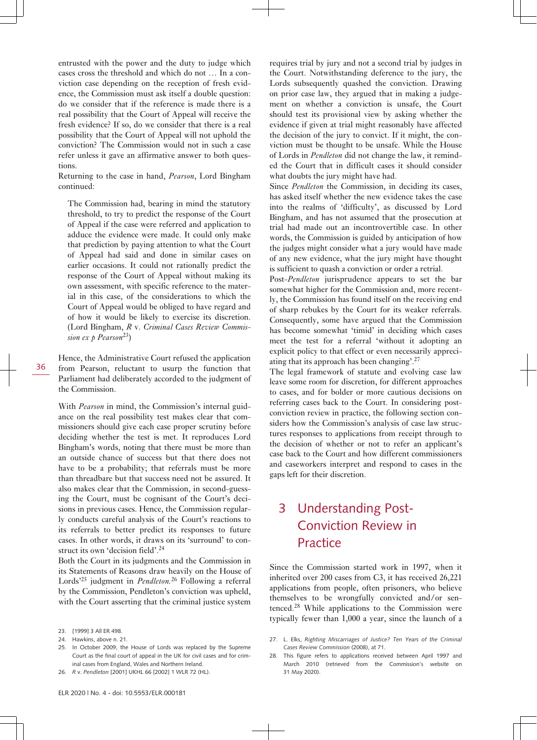entrusted with the power and the duty to judge which cases cross the threshold and which do not … In a conviction case depending on the reception of fresh evidence, the Commission must ask itself a double question: do we consider that if the reference is made there is a real possibility that the Court of Appeal will receive the fresh evidence? If so, do we consider that there is a real possibility that the Court of Appeal will not uphold the conviction? The Commission would not in such a case refer unless it gave an affirmative answer to both questions.

Returning to the case in hand, *Pearson*, Lord Bingham continued:

> The Commission had, bearing in mind the statutory threshold, to try to predict the response of the Court of Appeal if the case were referred and application to adduce the evidence were made. It could only make that prediction by paying attention to what the Court of Appeal had said and done in similar cases on earlier occasions. It could not rationally predict the response of the Court of Appeal without making its own assessment, with specific reference to the material in this case, of the considerations to which the Court of Appeal would be obliged to have regard and of how it would be likely to exercise its discretion. (Lord Bingham, *R* v. *Criminal Cases Review Commission ex p Pearson*[23])

Hence, the Administrative Court refused the application from Pearson, reluctant to usurp the function that Parliament had deliberately accorded to the judgment of the Commission.

With *Pearson* in mind, the Commission's internal guidance on the real possibility test makes clear that commissioners should give each case proper scrutiny before deciding whether the test is met. It reproduces Lord Bingham's words, noting that there must be more than an outside chance of success but that there does not have to be a probability; that referrals must be more than threadbare but that success need not be assured. It also makes clear that the Commission, in second-guessing the Court, must be cognisant of the Court's decisions in previous cases. Hence, the Commission regularly conducts careful analysis of the Court's reactions to its referrals to better predict its responses to future cases. In other words, it draws on its 'surround' to construct its own 'decision field'.[24]

Both the Court in its judgments and the Commission in its Statements of Reasons draw heavily on the House of Lords'[25] judgment in *Pendleton*.[26] Following a referral by the Commission, Pendleton's conviction was upheld, with the Court asserting that the criminal justice system requires trial by jury and not a second trial by judges in the Court. Notwithstanding deference to the jury, the Lords subsequently quashed the conviction. Drawing on prior case law, they argued that in making a judgement on whether a conviction is unsafe, the Court should test its provisional view by asking whether the evidence if given at trial might reasonably have affected the decision of the jury to convict. If it might, the conviction must be thought to be unsafe. While the House of Lords in *Pendleton* did not change the law, it reminded the Court that in difficult cases it should consider what doubts the jury might have had.

Since *Pendleton* the Commission, in deciding its cases, has asked itself whether the new evidence takes the case into the realms of 'difficulty', as discussed by Lord Bingham, and has not assumed that the prosecution at trial had made out an incontrovertible case. In other words, the Commission is guided by anticipation of how the judges might consider what a jury would have made of any new evidence, what the jury might have thought is sufficient to quash a conviction or order a retrial.

Post-*Pendleton* jurisprudence appears to set the bar somewhat higher for the Commission and, more recently, the Commission has found itself on the receiving end of sharp rebukes by the Court for its weaker referrals. Consequently, some have argued that the Commission has become somewhat 'timid' in deciding which cases meet the test for a referral 'without it adopting an explicit policy to that effect or even necessarily appreciating that its approach has been changing'.[27]

The legal framework of statute and evolving case law leave some room for discretion, for different approaches to cases, and for bolder or more cautious decisions on referring cases back to the Court. In considering post-conviction review in practice, the following section considers how the Commission's analysis of case law structures responses to applications from receipt through to the decision of whether or not to refer an applicant's case back to the Court and how different commissioners and caseworkers interpret and respond to cases in the gaps left for their discretion.

## 3 Understanding Post-Conviction Review in Practice

Since the Commission started work in 1997, when it inherited over 200 cases from C3, it has received 26,221 applications from people, often prisoners, who believe themselves to be wrongfully convicted and/or sentenced.[28] While applications to the Commission were typically fewer than 1,000 a year, since the launch of a

23. [1999] 3 All ER 498.
24. Hawkins, above n. 21.
25. In October 2009, the House of Lords was replaced by the Supreme Court as the final court of appeal in the UK for civil cases and for criminal cases from England, Wales and Northern Ireland.
26. *R* v. *Pendleton* [2001] UKHL 66 [2002] 1 WLR 72 (HL).
27. L. Elks, *Righting Miscarriages of Justice? Ten Years of the Criminal Cases Review Commission* (2008), at 71.
28. This figure refers to applications received between April 1997 and March 2010 (retrieved from the Commission's website on 31 May 2020).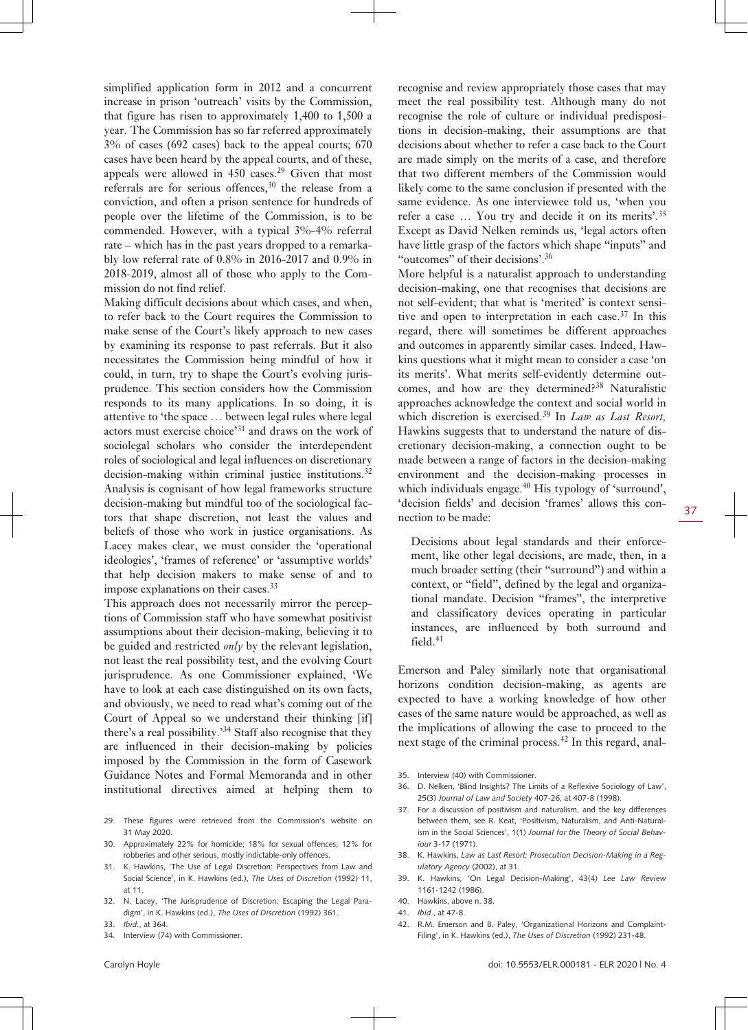simplified application form in 2012 and a concurrent increase in prison 'outreach' visits by the Commission, that figure has risen to approximately 1,400 to 1,500 a year. The Commission has so far referred approximately 3% of cases (692 cases) back to the appeal courts; 670 cases have been heard by the appeal courts, and of these, appeals were allowed in 450 cases.[29] Given that most referrals are for serious offences,[30] the release from a conviction, and often a prison sentence for hundreds of people over the lifetime of the Commission, is to be commended. However, with a typical 3%-4% referral rate – which has in the past years dropped to a remarkably low referral rate of 0.8% in 2016-2017 and 0.9% in 2018-2019, almost all of those who apply to the Commission do not find relief.

Making difficult decisions about which cases, and when, to refer back to the Court requires the Commission to make sense of the Court's likely approach to new cases by examining its response to past referrals. But it also necessitates the Commission being mindful of how it could, in turn, try to shape the Court's evolving jurisprudence. This section considers how the Commission responds to its many applications. In so doing, it is attentive to 'the space … between legal rules where legal actors must exercise choice'[31] and draws on the work of sociolegal scholars who consider the interdependent roles of sociological and legal influences on discretionary decision-making within criminal justice institutions.[32] Analysis is cognisant of how legal frameworks structure decision-making but mindful too of the sociological factors that shape discretion, not least the values and beliefs of those who work in justice organisations. As Lacey makes clear, we must consider the 'operational ideologies', 'frames of reference' or 'assumptive worlds' that help decision makers to make sense of and to impose explanations on their cases.[33]

This approach does not necessarily mirror the perceptions of Commission staff who have somewhat positivist assumptions about their decision-making, believing it to be guided and restricted *only* by the relevant legislation, not least the real possibility test, and the evolving Court jurisprudence. As one Commissioner explained, 'We have to look at each case distinguished on its own facts, and obviously, we need to read what's coming out of the Court of Appeal so we understand their thinking [if] there's a real possibility.'[34] Staff also recognise that they are influenced in their decision-making by policies imposed by the Commission in the form of Casework Guidance Notes and Formal Memoranda and in other institutional directives aimed at helping them to recognise and review appropriately those cases that may meet the real possibility test. Although many do not recognise the role of culture or individual predispositions in decision-making, their assumptions are that decisions about whether to refer a case back to the Court are made simply on the merits of a case, and therefore that two different members of the Commission would likely come to the same conclusion if presented with the same evidence. As one interviewee told us, 'when you refer a case … You try and decide it on its merits'.[35] Except as David Nelken reminds us, 'legal actors often have little grasp of the factors which shape "inputs" and "outcomes" of their decisions'.[36]

More helpful is a naturalist approach to understanding decision-making, one that recognises that decisions are not self-evident; that what is 'merited' is context sensitive and open to interpretation in each case.[37] In this regard, there will sometimes be different approaches and outcomes in apparently similar cases. Indeed, Hawkins questions what it might mean to consider a case 'on its merits'. What merits self-evidently determine outcomes, and how are they determined?[38] Naturalistic approaches acknowledge the context and social world in which discretion is exercised.[39] In *Law as Last Resort*, Hawkins suggests that to understand the nature of discretionary decision-making, a connection ought to be made between a range of factors in the decision-making environment and the decision-making processes in which individuals engage.[40] His typology of 'surround', 'decision fields' and decision 'frames' allows this connection to be made:

> Decisions about legal standards and their enforcement, like other legal decisions, are made, then, in a much broader setting (their "surround") and within a context, or "field", defined by the legal and organizational mandate. Decision "frames", the interpretive and classificatory devices operating in particular instances, are influenced by both surround and field.[41]

Emerson and Paley similarly note that organisational horizons condition decision-making, as agents are expected to have a working knowledge of how other cases of the same nature would be approached, as well as the implications of allowing the case to proceed to the next stage of the criminal process.[42] In this regard, anal-

29. These figures were retrieved from the Commission's website on 31 May 2020.
30. Approximately 22% for homicide; 18% for sexual offences; 12% for robberies and other serious, mostly indictable-only offences.
31. K. Hawkins, 'The Use of Legal Discretion: Perspectives from Law and Social Science', in K. Hawkins (ed.), *The Uses of Discretion* (1992) 11, at 11.
32. N. Lacey, 'The Jurisprudence of Discretion: Escaping the Legal Paradigm', in K. Hawkins (ed.), *The Uses of Discretion* (1992) 361.
33. *Ibid.*, at 364.
34. Interview (74) with Commissioner.
35. Interview (40) with Commissioner.
36. D. Nelken, 'Blind Insights? The Limits of a Reflexive Sociology of Law', 25(3) *Journal of Law and Society* 407-26, at 407-8 (1998).
37. For a discussion of positivism and naturalism, and the key differences between them, see R. Keat, 'Positivism, Naturalism, and Anti-Naturalism in the Social Sciences', 1(1) *Journal for the Theory of Social Behaviour* 3-17 (1971).
38. K. Hawkins, *Law as Last Resort: Prosecution Decision-Making in a Regulatory Agency* (2002), at 31.
39. K. Hawkins, 'On Legal Decision-Making', 43(4) *Lee Law Review* 1161-1242 (1986).
40. Hawkins, above n. 38.
41. *Ibid.*, at 47-8.
42. R.M. Emerson and B. Paley, 'Organizational Horizons and Complaint-Filing', in K. Hawkins (ed.), *The Uses of Discretion* (1992) 231-48.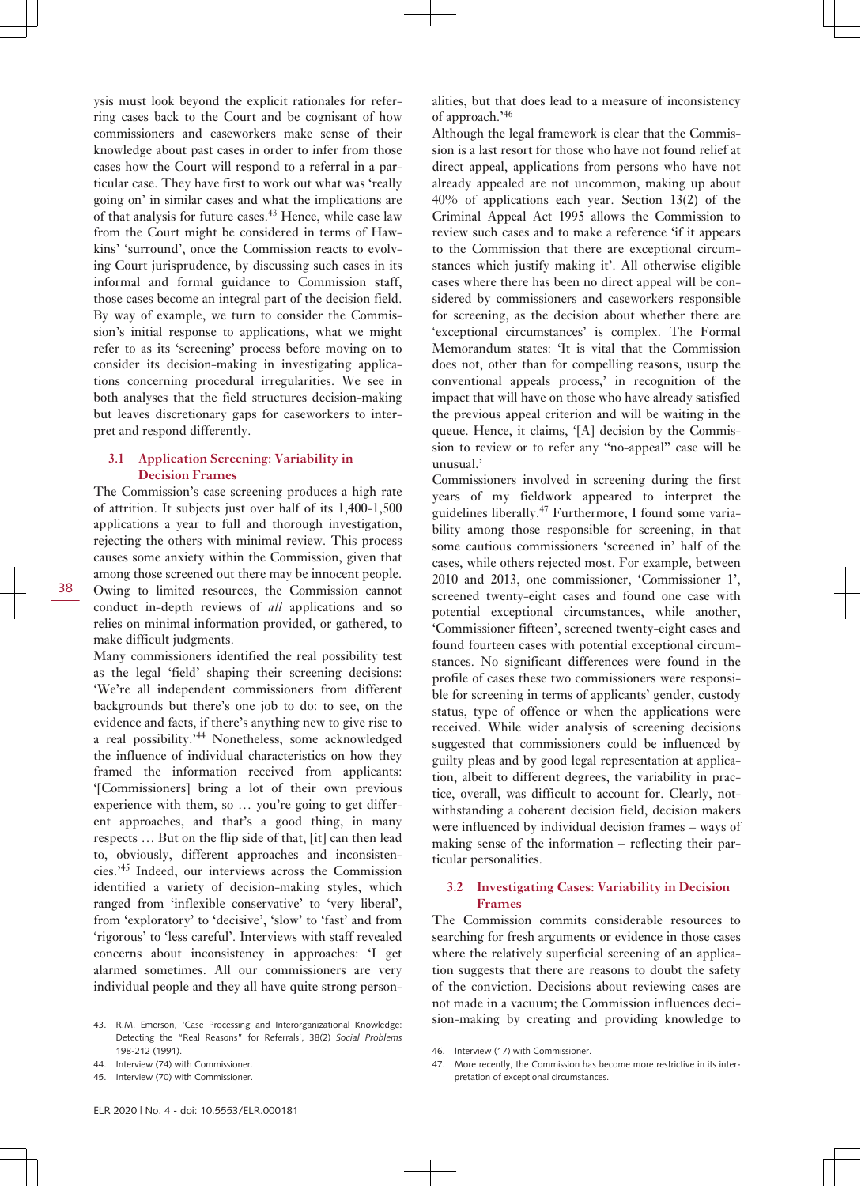ysis must look beyond the explicit rationales for referring cases back to the Court and be cognisant of how commissioners and caseworkers make sense of their knowledge about past cases in order to infer from those cases how the Court will respond to a referral in a particular case. They have first to work out what was 'really going on' in similar cases and what the implications are of that analysis for future cases.[43] Hence, while case law from the Court might be considered in terms of Hawkins' 'surround', once the Commission reacts to evolving Court jurisprudence, by discussing such cases in its informal and formal guidance to Commission staff, those cases become an integral part of the decision field. By way of example, we turn to consider the Commission's initial response to applications, what we might refer to as its 'screening' process before moving on to consider its decision-making in investigating applications concerning procedural irregularities. We see in both analyses that the field structures decision-making but leaves discretionary gaps for caseworkers to interpret and respond differently.

### 3.1 Application Screening: Variability in Decision Frames

The Commission's case screening produces a high rate of attrition. It subjects just over half of its 1,400-1,500 applications a year to full and thorough investigation, rejecting the others with minimal review. This process causes some anxiety within the Commission, given that among those screened out there may be innocent people. Owing to limited resources, the Commission cannot conduct in-depth reviews of *all* applications and so relies on minimal information provided, or gathered, to make difficult judgments.

Many commissioners identified the real possibility test as the legal 'field' shaping their screening decisions: 'We're all independent commissioners from different backgrounds but there's one job to do: to see, on the evidence and facts, if there's anything new to give rise to a real possibility.'[44] Nonetheless, some acknowledged the influence of individual characteristics on how they framed the information received from applicants: '[Commissioners] bring a lot of their own previous experience with them, so … you're going to get different approaches, and that's a good thing, in many respects … But on the flip side of that, [it] can then lead to, obviously, different approaches and inconsistencies.'[45] Indeed, our interviews across the Commission identified a variety of decision-making styles, which ranged from 'inflexible conservative' to 'very liberal', from 'exploratory' to 'decisive', 'slow' to 'fast' and from 'rigorous' to 'less careful'. Interviews with staff revealed concerns about inconsistency in approaches: 'I get alarmed sometimes. All our commissioners are very individual people and they all have quite strong personalities, but that does lead to a measure of inconsistency of approach.'[46]

Although the legal framework is clear that the Commission is a last resort for those who have not found relief at direct appeal, applications from persons who have not already appealed are not uncommon, making up about 40% of applications each year. Section 13(2) of the Criminal Appeal Act 1995 allows the Commission to review such cases and to make a reference 'if it appears to the Commission that there are exceptional circumstances which justify making it'. All otherwise eligible cases where there has been no direct appeal will be considered by commissioners and caseworkers responsible for screening, as the decision about whether there are 'exceptional circumstances' is complex. The Formal Memorandum states: 'It is vital that the Commission does not, other than for compelling reasons, usurp the conventional appeals process,' in recognition of the impact that will have on those who have already satisfied the previous appeal criterion and will be waiting in the queue. Hence, it claims, '[A] decision by the Commission to review or to refer any "no-appeal" case will be unusual.'

Commissioners involved in screening during the first years of my fieldwork appeared to interpret the guidelines liberally.[47] Furthermore, I found some variability among those responsible for screening, in that some cautious commissioners 'screened in' half of the cases, while others rejected most. For example, between 2010 and 2013, one commissioner, 'Commissioner 1', screened twenty-eight cases and found one case with potential exceptional circumstances, while another, 'Commissioner fifteen', screened twenty-eight cases and found fourteen cases with potential exceptional circumstances. No significant differences were found in the profile of cases these two commissioners were responsible for screening in terms of applicants' gender, custody status, type of offence or when the applications were received. While wider analysis of screening decisions suggested that commissioners could be influenced by guilty pleas and by good legal representation at application, albeit to different degrees, the variability in practice, overall, was difficult to account for. Clearly, notwithstanding a coherent decision field, decision makers were influenced by individual decision frames – ways of making sense of the information – reflecting their particular personalities.

### 3.2 Investigating Cases: Variability in Decision Frames

The Commission commits considerable resources to searching for fresh arguments or evidence in those cases where the relatively superficial screening of an application suggests that there are reasons to doubt the safety of the conviction. Decisions about reviewing cases are not made in a vacuum; the Commission influences decision-making by creating and providing knowledge to

43. R.M. Emerson, 'Case Processing and Interorganizational Knowledge: Detecting the "Real Reasons" for Referrals', 38(2) *Social Problems* 198-212 (1991).
44. Interview (74) with Commissioner.
45. Interview (70) with Commissioner.
46. Interview (17) with Commissioner.
47. More recently, the Commission has become more restrictive in its interpretation of exceptional circumstances.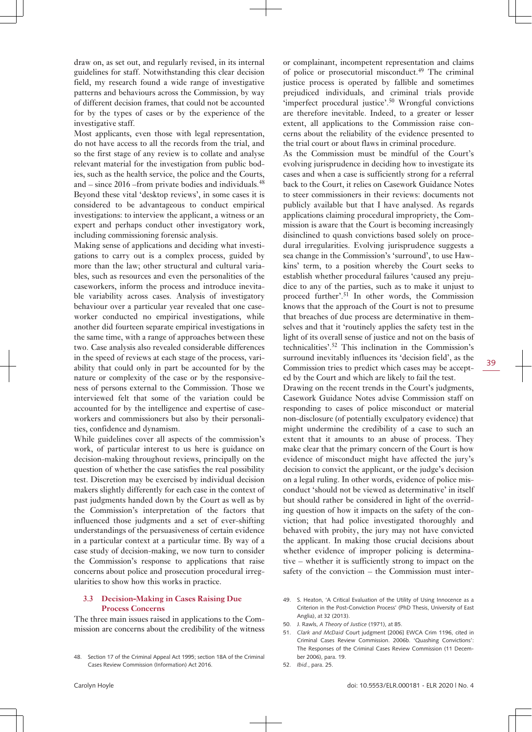draw on, as set out, and regularly revised, in its internal guidelines for staff. Notwithstanding this clear decision field, my research found a wide range of investigative patterns and behaviours across the Commission, by way of different decision frames, that could not be accounted for by the types of cases or by the experience of the investigative staff.

Most applicants, even those with legal representation, do not have access to all the records from the trial, and so the first stage of any review is to collate and analyse relevant material for the investigation from public bodies, such as the health service, the police and the Courts, and – since 2016 –from private bodies and individuals.[48] Beyond these vital 'desktop reviews', in some cases it is considered to be advantageous to conduct empirical investigations: to interview the applicant, a witness or an expert and perhaps conduct other investigatory work, including commissioning forensic analysis.

Making sense of applications and deciding what investigations to carry out is a complex process, guided by more than the law; other structural and cultural variables, such as resources and even the personalities of the caseworkers, inform the process and introduce inevitable variability across cases. Analysis of investigatory behaviour over a particular year revealed that one caseworker conducted no empirical investigations, while another did fourteen separate empirical investigations in the same time, with a range of approaches between these two. Case analysis also revealed considerable differences in the speed of reviews at each stage of the process, variability that could only in part be accounted for by the nature or complexity of the case or by the responsiveness of persons external to the Commission. Those we interviewed felt that some of the variation could be accounted for by the intelligence and expertise of caseworkers and commissioners but also by their personalities, confidence and dynamism.

While guidelines cover all aspects of the commission's work, of particular interest to us here is guidance on decision-making throughout reviews, principally on the question of whether the case satisfies the real possibility test. Discretion may be exercised by individual decision makers slightly differently for each case in the context of past judgments handed down by the Court as well as by the Commission's interpretation of the factors that influenced those judgments and a set of ever-shifting understandings of the persuasiveness of certain evidence in a particular context at a particular time. By way of a case study of decision-making, we now turn to consider the Commission's response to applications that raise concerns about police and prosecution procedural irregularities to show how this works in practice.

### 3.3 Decision-Making in Cases Raising Due Process Concerns

The three main issues raised in applications to the Commission are concerns about the credibility of the witness or complainant, incompetent representation and claims of police or prosecutorial misconduct.[49] The criminal justice process is operated by fallible and sometimes prejudiced individuals, and criminal trials provide 'imperfect procedural justice'.[50] Wrongful convictions are therefore inevitable. Indeed, to a greater or lesser extent, all applications to the Commission raise concerns about the reliability of the evidence presented to the trial court or about flaws in criminal procedure.

As the Commission must be mindful of the Court's evolving jurisprudence in deciding how to investigate its cases and when a case is sufficiently strong for a referral back to the Court, it relies on Casework Guidance Notes to steer commissioners in their reviews: documents not publicly available but that I have analysed. As regards applications claiming procedural impropriety, the Commission is aware that the Court is becoming increasingly disinclined to quash convictions based solely on procedural irregularities. Evolving jurisprudence suggests a sea change in the Commission's 'surround', to use Hawkins' term, to a position whereby the Court seeks to establish whether procedural failures 'caused any prejudice to any of the parties, such as to make it unjust to proceed further'.[51] In other words, the Commission knows that the approach of the Court is not to presume that breaches of due process are determinative in themselves and that it 'routinely applies the safety test in the light of its overall sense of justice and not on the basis of technicalities'.[52] This inclination in the Commission's surround inevitably influences its 'decision field', as the Commission tries to predict which cases may be accepted by the Court and which are likely to fail the test.

Drawing on the recent trends in the Court's judgments, Casework Guidance Notes advise Commission staff on responding to cases of police misconduct or material non-disclosure (of potentially exculpatory evidence) that might undermine the credibility of a case to such an extent that it amounts to an abuse of process. They make clear that the primary concern of the Court is how evidence of misconduct might have affected the jury's decision to convict the applicant, or the judge's decision on a legal ruling. In other words, evidence of police misconduct 'should not be viewed as determinative' in itself but should rather be considered in light of the overriding question of how it impacts on the safety of the conviction; that had police investigated thoroughly and behaved with probity, the jury may not have convicted the applicant. In making those crucial decisions about whether evidence of improper policing is determinative – whether it is sufficiently strong to impact on the safety of the conviction – the Commission must inter-

---

48. Section 17 of the Criminal Appeal Act 1995; section 18A of the Criminal Cases Review Commission (Information) Act 2016.

49. S. Heaton, 'A Critical Evaluation of the Utility of Using Innocence as a Criterion in the Post-Conviction Process' (PhD Thesis, University of East Anglia), at 32 (2013).

50. J. Rawls, *A Theory of Justice* (1971), at 85.

51. *Clark and McDaid* Court judgment [2006] EWCA Crim 1196, cited in Criminal Cases Review Commission. 2006b. 'Quashing Convictions': The Responses of the Criminal Cases Review Commission (11 December 2006), para. 19.

52. *Ibid.*, para. 25.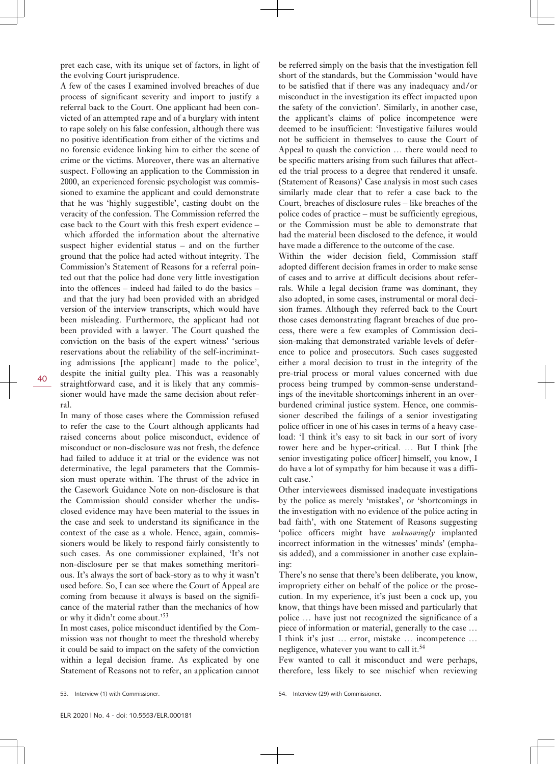pret each case, with its unique set of factors, in light of the evolving Court jurisprudence.

A few of the cases I examined involved breaches of due process of significant severity and import to justify a referral back to the Court. One applicant had been convicted of an attempted rape and of a burglary with intent to rape solely on his false confession, although there was no positive identification from either of the victims and no forensic evidence linking him to either the scene of crime or the victims. Moreover, there was an alternative suspect. Following an application to the Commission in 2000, an experienced forensic psychologist was commissioned to examine the applicant and could demonstrate that he was 'highly suggestible', casting doubt on the veracity of the confession. The Commission referred the case back to the Court with this fresh expert evidence – which afforded the information about the alternative suspect higher evidential status – and on the further ground that the police had acted without integrity. The Commission's Statement of Reasons for a referral pointed out that the police had done very little investigation into the offences – indeed had failed to do the basics – and that the jury had been provided with an abridged version of the interview transcripts, which would have been misleading. Furthermore, the applicant had not been provided with a lawyer. The Court quashed the conviction on the basis of the expert witness' 'serious reservations about the reliability of the self-incriminating admissions [the applicant] made to the police', despite the initial guilty plea. This was a reasonably straightforward case, and it is likely that any commissioner would have made the same decision about referral.

In many of those cases where the Commission refused to refer the case to the Court although applicants had raised concerns about police misconduct, evidence of misconduct or non-disclosure was not fresh, the defence had failed to adduce it at trial or the evidence was not determinative, the legal parameters that the Commission must operate within. The thrust of the advice in the Casework Guidance Note on non-disclosure is that the Commission should consider whether the undisclosed evidence may have been material to the issues in the case and seek to understand its significance in the context of the case as a whole. Hence, again, commissioners would be likely to respond fairly consistently to such cases. As one commissioner explained, 'It's not non-disclosure per se that makes something meritorious. It's always the sort of back-story as to why it wasn't used before. So, I can see where the Court of Appeal are coming from because it always is based on the significance of the material rather than the mechanics of how or why it didn't come about.'[53]

In most cases, police misconduct identified by the Commission was not thought to meet the threshold whereby it could be said to impact on the safety of the conviction within a legal decision frame. As explicated by one Statement of Reasons not to refer, an application cannot be referred simply on the basis that the investigation fell short of the standards, but the Commission 'would have to be satisfied that if there was any inadequacy and/or misconduct in the investigation its effect impacted upon the safety of the conviction'. Similarly, in another case, the applicant's claims of police incompetence were deemed to be insufficient: 'Investigative failures would not be sufficient in themselves to cause the Court of Appeal to quash the conviction … there would need to be specific matters arising from such failures that affected the trial process to a degree that rendered it unsafe. (Statement of Reasons)' Case analysis in most such cases similarly made clear that to refer a case back to the Court, breaches of disclosure rules – like breaches of the police codes of practice – must be sufficiently egregious, or the Commission must be able to demonstrate that had the material been disclosed to the defence, it would have made a difference to the outcome of the case.

Within the wider decision field, Commission staff adopted different decision frames in order to make sense of cases and to arrive at difficult decisions about referrals. While a legal decision frame was dominant, they also adopted, in some cases, instrumental or moral decision frames. Although they referred back to the Court those cases demonstrating flagrant breaches of due process, there were a few examples of Commission decision-making that demonstrated variable levels of deference to police and prosecutors. Such cases suggested either a moral decision to trust in the integrity of the pre-trial process or moral values concerned with due process being trumped by common-sense understandings of the inevitable shortcomings inherent in an overburdened criminal justice system. Hence, one commissioner described the failings of a senior investigating police officer in one of his cases in terms of a heavy caseload: 'I think it's easy to sit back in our sort of ivory tower here and be hyper-critical. … But I think [the senior investigating police officer] himself, you know, I do have a lot of sympathy for him because it was a difficult case.'

Other interviewees dismissed inadequate investigations by the police as merely 'mistakes', or 'shortcomings in the investigation with no evidence of the police acting in bad faith', with one Statement of Reasons suggesting 'police officers might have *unknowingly* implanted incorrect information in the witnesses' minds' (emphasis added), and a commissioner in another case explaining:

> There's no sense that there's been deliberate, you know, impropriety either on behalf of the police or the prosecution. In my experience, it's just been a cock up, you know, that things have been missed and particularly that police … have just not recognized the significance of a piece of information or material, generally to the case … I think it's just … error, mistake … incompetence … negligence, whatever you want to call it.[54]

Few wanted to call it misconduct and were perhaps, therefore, less likely to see mischief when reviewing

53. Interview (1) with Commissioner.

54. Interview (29) with Commissioner.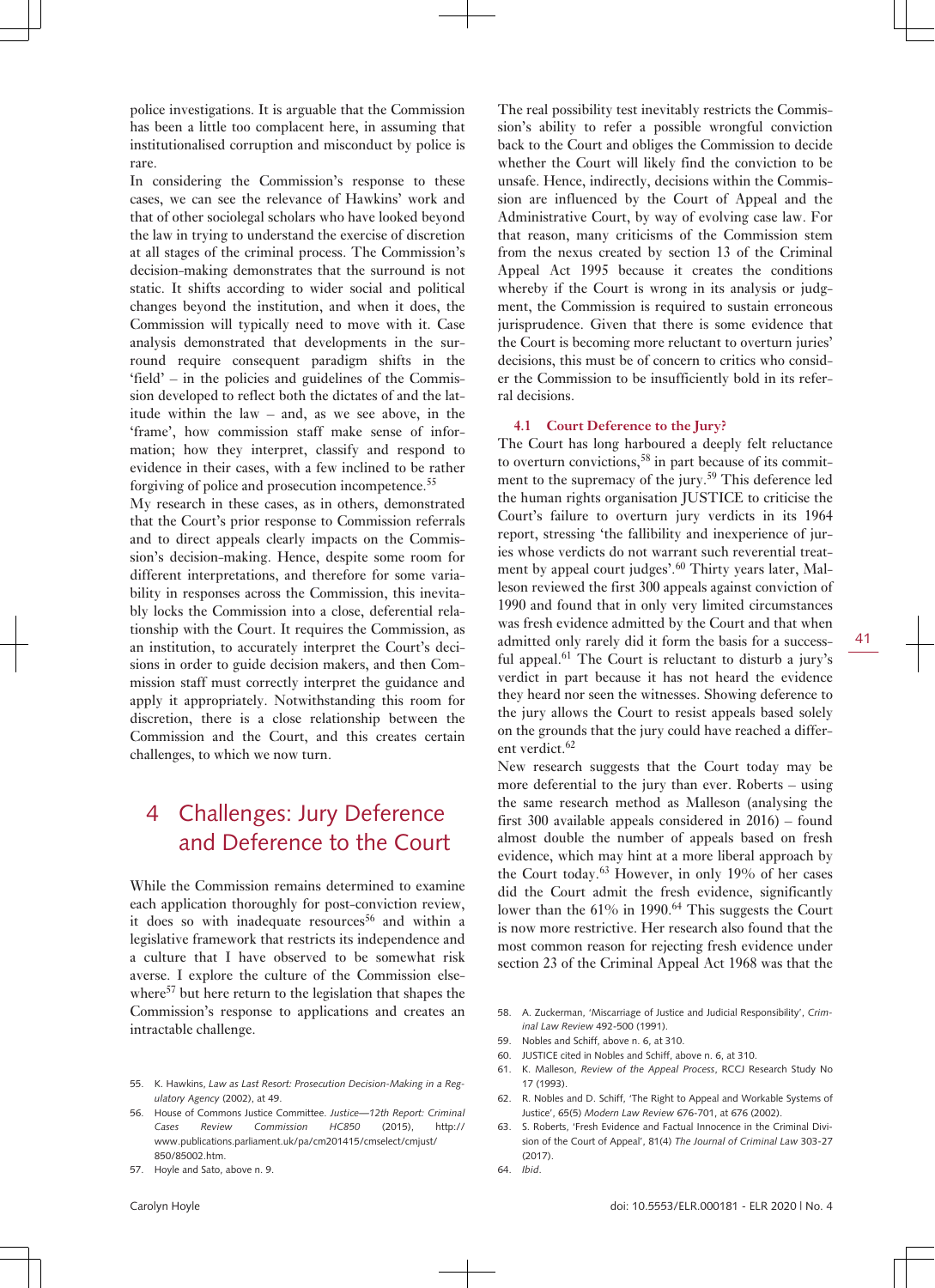police investigations. It is arguable that the Commission has been a little too complacent here, in assuming that institutionalised corruption and misconduct by police is rare.

In considering the Commission's response to these cases, we can see the relevance of Hawkins' work and that of other sociolegal scholars who have looked beyond the law in trying to understand the exercise of discretion at all stages of the criminal process. The Commission's decision-making demonstrates that the surround is not static. It shifts according to wider social and political changes beyond the institution, and when it does, the Commission will typically need to move with it. Case analysis demonstrated that developments in the surround require consequent paradigm shifts in the 'field' – in the policies and guidelines of the Commission developed to reflect both the dictates of and the latitude within the law – and, as we see above, in the 'frame', how commission staff make sense of information; how they interpret, classify and respond to evidence in their cases, with a few inclined to be rather forgiving of police and prosecution incompetence.[55]

My research in these cases, as in others, demonstrated that the Court's prior response to Commission referrals and to direct appeals clearly impacts on the Commission's decision-making. Hence, despite some room for different interpretations, and therefore for some variability in responses across the Commission, this inevitably locks the Commission into a close, deferential relationship with the Court. It requires the Commission, as an institution, to accurately interpret the Court's decisions in order to guide decision makers, and then Commission staff must correctly interpret the guidance and apply it appropriately. Notwithstanding this room for discretion, there is a close relationship between the Commission and the Court, and this creates certain challenges, to which we now turn.

## 4 Challenges: Jury Deference and Deference to the Court

While the Commission remains determined to examine each application thoroughly for post-conviction review, it does so with inadequate resources[56] and within a legislative framework that restricts its independence and a culture that I have observed to be somewhat risk averse. I explore the culture of the Commission elsewhere[57] but here return to the legislation that shapes the Commission's response to applications and creates an intractable challenge.

The real possibility test inevitably restricts the Commission's ability to refer a possible wrongful conviction back to the Court and obliges the Commission to decide whether the Court will likely find the conviction to be unsafe. Hence, indirectly, decisions within the Commission are influenced by the Court of Appeal and the Administrative Court, by way of evolving case law. For that reason, many criticisms of the Commission stem from the nexus created by section 13 of the Criminal Appeal Act 1995 because it creates the conditions whereby if the Court is wrong in its analysis or judgment, the Commission is required to sustain erroneous jurisprudence. Given that there is some evidence that the Court is becoming more reluctant to overturn juries' decisions, this must be of concern to critics who consider the Commission to be insufficiently bold in its referral decisions.

### 4.1 Court Deference to the Jury?

The Court has long harboured a deeply felt reluctance to overturn convictions,[58] in part because of its commitment to the supremacy of the jury.[59] This deference led the human rights organisation JUSTICE to criticise the Court's failure to overturn jury verdicts in its 1964 report, stressing 'the fallibility and inexperience of juries whose verdicts do not warrant such reverential treatment by appeal court judges'.[60] Thirty years later, Malleson reviewed the first 300 appeals against conviction of 1990 and found that in only very limited circumstances was fresh evidence admitted by the Court and that when admitted only rarely did it form the basis for a successful appeal.[61] The Court is reluctant to disturb a jury's verdict in part because it has not heard the evidence they heard nor seen the witnesses. Showing deference to the jury allows the Court to resist appeals based solely on the grounds that the jury could have reached a different verdict.[62]

New research suggests that the Court today may be more deferential to the jury than ever. Roberts – using the same research method as Malleson (analysing the first 300 available appeals considered in 2016) – found almost double the number of appeals based on fresh evidence, which may hint at a more liberal approach by the Court today.[63] However, in only 19% of her cases did the Court admit the fresh evidence, significantly lower than the 61% in 1990.[64] This suggests the Court is now more restrictive. Her research also found that the most common reason for rejecting fresh evidence under section 23 of the Criminal Appeal Act 1968 was that the

---

55. K. Hawkins, *Law as Last Resort: Prosecution Decision-Making in a Regulatory Agency* (2002), at 49.
56. House of Commons Justice Committee. *Justice—12th Report: Criminal Cases Review Commission HC850* (2015), http://www.publications.parliament.uk/pa/cm201415/cmselect/cmjust/850/85002.htm.
57. Hoyle and Sato, above n. 9.
58. A. Zuckerman, 'Miscarriage of Justice and Judicial Responsibility', *Criminal Law Review* 492-500 (1991).
59. Nobles and Schiff, above n. 6, at 310.
60. JUSTICE cited in Nobles and Schiff, above n. 6, at 310.
61. K. Malleson, *Review of the Appeal Process*, RCCJ Research Study No 17 (1993).
62. R. Nobles and D. Schiff, 'The Right to Appeal and Workable Systems of Justice', 65(5) *Modern Law Review* 676-701, at 676 (2002).
63. S. Roberts, 'Fresh Evidence and Factual Innocence in the Criminal Division of the Court of Appeal', 81(4) *The Journal of Criminal Law* 303-27 (2017).
64. *Ibid*.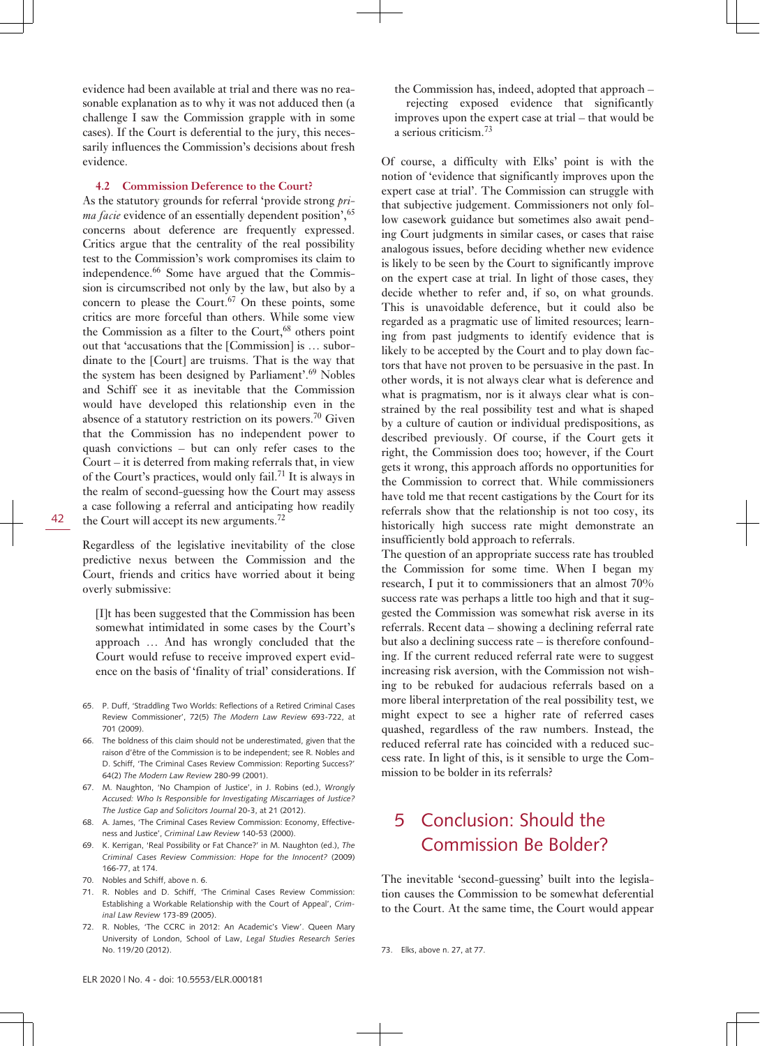evidence had been available at trial and there was no reasonable explanation as to why it was not adduced then (a challenge I saw the Commission grapple with in some cases). If the Court is deferential to the jury, this necessarily influences the Commission's decisions about fresh evidence.

### 4.2 Commission Deference to the Court?

As the statutory grounds for referral 'provide strong *prima facie* evidence of an essentially dependent position',[65] concerns about deference are frequently expressed. Critics argue that the centrality of the real possibility test to the Commission's work compromises its claim to independence.[66] Some have argued that the Commission is circumscribed not only by the law, but also by a concern to please the Court.[67] On these points, some critics are more forceful than others. While some view the Commission as a filter to the Court,[68] others point out that 'accusations that the [Commission] is … subordinate to the [Court] are truisms. That is the way that the system has been designed by Parliament'.[69] Nobles and Schiff see it as inevitable that the Commission would have developed this relationship even in the absence of a statutory restriction on its powers.[70] Given that the Commission has no independent power to quash convictions – but can only refer cases to the Court – it is deterred from making referrals that, in view of the Court's practices, would only fail.[71] It is always in the realm of second-guessing how the Court may assess a case following a referral and anticipating how readily the Court will accept its new arguments.[72]

Regardless of the legislative inevitability of the close predictive nexus between the Commission and the Court, friends and critics have worried about it being overly submissive:

> [I]t has been suggested that the Commission has been somewhat intimidated in some cases by the Court's approach … And has wrongly concluded that the Court would refuse to receive improved expert evidence on the basis of 'finality of trial' considerations. If the Commission has, indeed, adopted that approach – rejecting exposed evidence that significantly improves upon the expert case at trial – that would be a serious criticism.[73]

Of course, a difficulty with Elks' point is with the notion of 'evidence that significantly improves upon the expert case at trial'. The Commission can struggle with that subjective judgement. Commissioners not only follow casework guidance but sometimes also await pending Court judgments in similar cases, or cases that raise analogous issues, before deciding whether new evidence is likely to be seen by the Court to significantly improve on the expert case at trial. In light of those cases, they decide whether to refer and, if so, on what grounds. This is unavoidable deference, but it could also be regarded as a pragmatic use of limited resources; learning from past judgments to identify evidence that is likely to be accepted by the Court and to play down factors that have not proven to be persuasive in the past. In other words, it is not always clear what is deference and what is pragmatism, nor is it always clear what is constrained by the real possibility test and what is shaped by a culture of caution or individual predispositions, as described previously. Of course, if the Court gets it right, the Commission does too; however, if the Court gets it wrong, this approach affords no opportunities for the Commission to correct that. While commissioners have told me that recent castigations by the Court for its referrals show that the relationship is not too cosy, its historically high success rate might demonstrate an insufficiently bold approach to referrals.

The question of an appropriate success rate has troubled the Commission for some time. When I began my research, I put it to commissioners that an almost 70% success rate was perhaps a little too high and that it suggested the Commission was somewhat risk averse in its referrals. Recent data – showing a declining referral rate but also a declining success rate – is therefore confounding. If the current reduced referral rate were to suggest increasing risk aversion, with the Commission not wishing to be rebuked for audacious referrals based on a more liberal interpretation of the real possibility test, we might expect to see a higher rate of referred cases quashed, regardless of the raw numbers. Instead, the reduced referral rate has coincided with a reduced success rate. In light of this, is it sensible to urge the Commission to be bolder in its referrals?

## 5 Conclusion: Should the Commission Be Bolder?

The inevitable 'second-guessing' built into the legislation causes the Commission to be somewhat deferential to the Court. At the same time, the Court would appear

---

65. P. Duff, 'Straddling Two Worlds: Reflections of a Retired Criminal Cases Review Commissioner', 72(5) *The Modern Law Review* 693-722, at 701 (2009).
66. The boldness of this claim should not be underestimated, given that the raison d'être of the Commission is to be independent; see R. Nobles and D. Schiff, 'The Criminal Cases Review Commission: Reporting Success?' 64(2) *The Modern Law Review* 280-99 (2001).
67. M. Naughton, 'No Champion of Justice', in J. Robins (ed.), *Wrongly Accused: Who Is Responsible for Investigating Miscarriages of Justice? The Justice Gap and Solicitors Journal* 20-3, at 21 (2012).
68. A. James, 'The Criminal Cases Review Commission: Economy, Effectiveness and Justice', *Criminal Law Review* 140-53 (2000).
69. K. Kerrigan, 'Real Possibility or Fat Chance?' in M. Naughton (ed.), *The Criminal Cases Review Commission: Hope for the Innocent?* (2009) 166-77, at 174.
70. Nobles and Schiff, above n. 6.
71. R. Nobles and D. Schiff, 'The Criminal Cases Review Commission: Establishing a Workable Relationship with the Court of Appeal', *Criminal Law Review* 173-89 (2005).
72. R. Nobles, 'The CCRC in 2012: An Academic's View'. Queen Mary University of London, School of Law, *Legal Studies Research Series* No. 119/20 (2012).
73. Elks, above n. 27, at 77.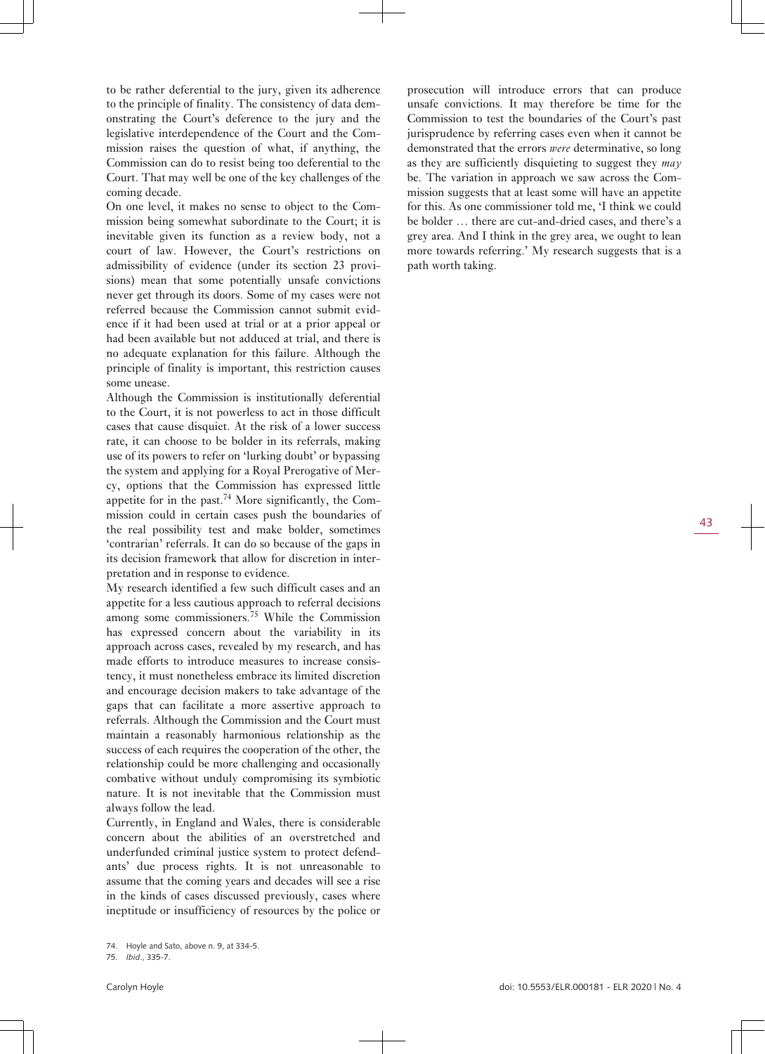to be rather deferential to the jury, given its adherence to the principle of finality. The consistency of data demonstrating the Court's deference to the jury and the legislative interdependence of the Court and the Commission raises the question of what, if anything, the Commission can do to resist being too deferential to the Court. That may well be one of the key challenges of the coming decade.

On one level, it makes no sense to object to the Commission being somewhat subordinate to the Court; it is inevitable given its function as a review body, not a court of law. However, the Court's restrictions on admissibility of evidence (under its section 23 provisions) mean that some potentially unsafe convictions never get through its doors. Some of my cases were not referred because the Commission cannot submit evidence if it had been used at trial or at a prior appeal or had been available but not adduced at trial, and there is no adequate explanation for this failure. Although the principle of finality is important, this restriction causes some unease.

Although the Commission is institutionally deferential to the Court, it is not powerless to act in those difficult cases that cause disquiet. At the risk of a lower success rate, it can choose to be bolder in its referrals, making use of its powers to refer on 'lurking doubt' or bypassing the system and applying for a Royal Prerogative of Mercy, options that the Commission has expressed little appetite for in the past.[74] More significantly, the Commission could in certain cases push the boundaries of the real possibility test and make bolder, sometimes 'contrarian' referrals. It can do so because of the gaps in its decision framework that allow for discretion in interpretation and in response to evidence.

My research identified a few such difficult cases and an appetite for a less cautious approach to referral decisions among some commissioners.[75] While the Commission has expressed concern about the variability in its approach across cases, revealed by my research, and has made efforts to introduce measures to increase consistency, it must nonetheless embrace its limited discretion and encourage decision makers to take advantage of the gaps that can facilitate a more assertive approach to referrals. Although the Commission and the Court must maintain a reasonably harmonious relationship as the success of each requires the cooperation of the other, the relationship could be more challenging and occasionally combative without unduly compromising its symbiotic nature. It is not inevitable that the Commission must always follow the lead.

Currently, in England and Wales, there is considerable concern about the abilities of an overstretched and underfunded criminal justice system to protect defendants' due process rights. It is not unreasonable to assume that the coming years and decades will see a rise in the kinds of cases discussed previously, cases where ineptitude or insufficiency of resources by the police or prosecution will introduce errors that can produce unsafe convictions. It may therefore be time for the Commission to test the boundaries of the Court's past jurisprudence by referring cases even when it cannot be demonstrated that the errors *were* determinative, so long as they are sufficiently disquieting to suggest they *may* be. The variation in approach we saw across the Commission suggests that at least some will have an appetite for this. As one commissioner told me, 'I think we could be bolder … there are cut-and-dried cases, and there's a grey area. And I think in the grey area, we ought to lean more towards referring.' My research suggests that is a path worth taking.

74. Hoyle and Sato, above n. 9, at 334-5.
75. *Ibid.*, 335-7.